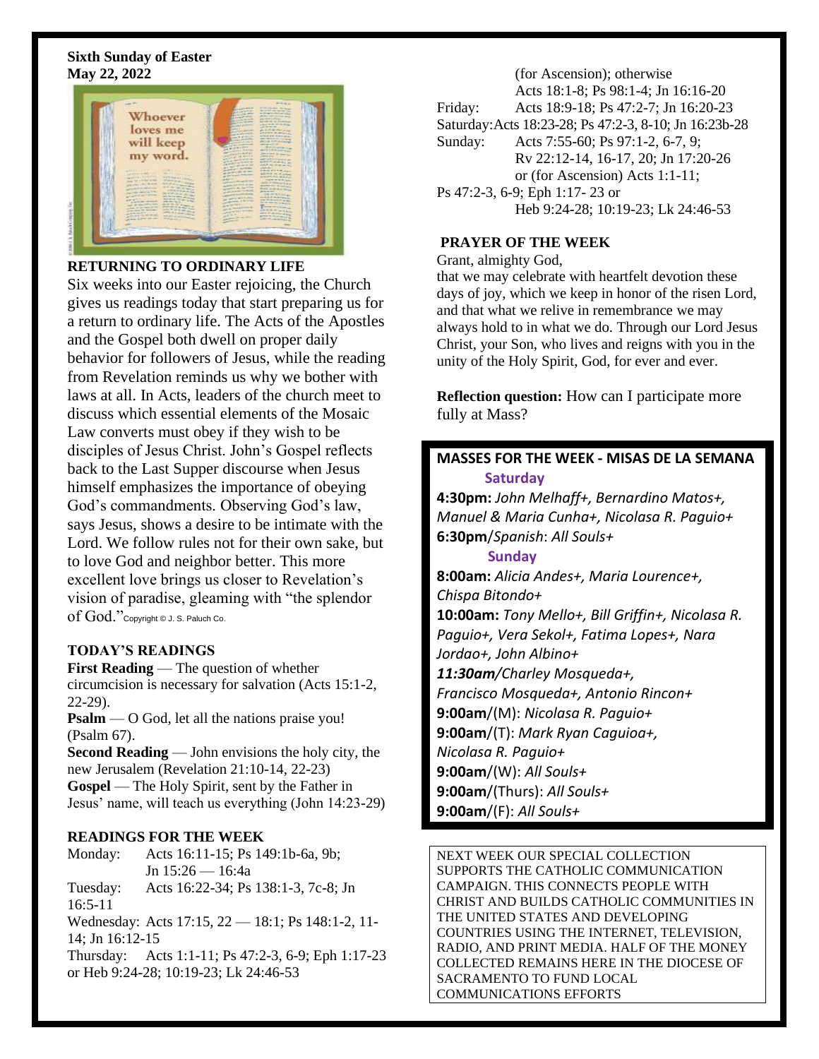**Sixth Sunday of Easter**
**May 22, 2022**

## RETURNING TO ORDINARY LIFE

Six weeks into our Easter rejoicing, the Church gives us readings today that start preparing us for a return to ordinary life. The Acts of the Apostles and the Gospel both dwell on proper daily behavior for followers of Jesus, while the reading from Revelation reminds us why we bother with laws at all. In Acts, leaders of the church meet to discuss which essential elements of the Mosaic Law converts must obey if they wish to be disciples of Jesus Christ. John's Gospel reflects back to the Last Supper discourse when Jesus himself emphasizes the importance of obeying God's commandments. Observing God's law, says Jesus, shows a desire to be intimate with the Lord. We follow rules not for their own sake, but to love God and neighbor better. This more excellent love brings us closer to Revelation's vision of paradise, gleaming with "the splendor of God." Copyright © J. S. Paluch Co.

## TODAY'S READINGS

**First Reading** — The question of whether circumcision is necessary for salvation (Acts 15:1-2, 22-29).
**Psalm** — O God, let all the nations praise you! (Psalm 67).
**Second Reading** — John envisions the holy city, the new Jerusalem (Revelation 21:10-14, 22-23)
**Gospel** — The Holy Spirit, sent by the Father in Jesus' name, will teach us everything (John 14:23-29)

## READINGS FOR THE WEEK

Monday: Acts 16:11-15; Ps 149:1b-6a, 9b; Jn 15:26 — 16:4a
Tuesday: Acts 16:22-34; Ps 138:1-3, 7c-8; Jn 16:5-11
Wednesday: Acts 17:15, 22 — 18:1; Ps 148:1-2, 11-14; Jn 16:12-15
Thursday: Acts 1:1-11; Ps 47:2-3, 6-9; Eph 1:17-23 or Heb 9:24-28; 10:19-23; Lk 24:46-53 (for Ascension); otherwise Acts 18:1-8; Ps 98:1-4; Jn 16:16-20
Friday: Acts 18:9-18; Ps 47:2-7; Jn 16:20-23
Saturday: Acts 18:23-28; Ps 47:2-3, 8-10; Jn 16:23b-28
Sunday: Acts 7:55-60; Ps 97:1-2, 6-7, 9; Rv 22:12-14, 16-17, 20; Jn 17:20-26 or (for Ascension) Acts 1:1-11; Ps 47:2-3, 6-9; Eph 1:17- 23 or Heb 9:24-28; 10:19-23; Lk 24:46-53

## PRAYER OF THE WEEK

Grant, almighty God,
that we may celebrate with heartfelt devotion these days of joy, which we keep in honor of the risen Lord, and that what we relive in remembrance we may always hold to in what we do. Through our Lord Jesus Christ, your Son, who lives and reigns with you in the unity of the Holy Spirit, God, for ever and ever.

**Reflection question:** How can I participate more fully at Mass?

## MASSES FOR THE WEEK - MISAS DE LA SEMANA

**Saturday**

**4:30pm:** *John Melhaff+, Bernardino Matos+, Manuel & Maria Cunha+, Nicolasa R. Paguio+*
**6:30pm**/*Spanish*: *All Souls+*

**Sunday**

**8:00am:** *Alicia Andes+, Maria Lourence+, Chispa Bitondo+*
**10:00am:** *Tony Mello+, Bill Griffin+, Nicolasa R. Paguio+, Vera Sekol+, Fatima Lopes+, Nara Jordao+, John Albino+*
***11:30am***/*Charley Mosqueda+, Francisco Mosqueda+, Antonio Rincon+*
**9:00am**/(M): *Nicolasa R. Paguio+*
**9:00am**/(T): *Mark Ryan Caguioa+, Nicolasa R. Paguio+*
**9:00am**/(W): *All Souls+*
**9:00am**/(Thurs): *All Souls+*
**9:00am**/(F): *All Souls+*

NEXT WEEK OUR SPECIAL COLLECTION SUPPORTS THE CATHOLIC COMMUNICATION CAMPAIGN. THIS CONNECTS PEOPLE WITH CHRIST AND BUILDS CATHOLIC COMMUNITIES IN THE UNITED STATES AND DEVELOPING COUNTRIES USING THE INTERNET, TELEVISION, RADIO, AND PRINT MEDIA. HALF OF THE MONEY COLLECTED REMAINS HERE IN THE DIOCESE OF SACRAMENTO TO FUND LOCAL COMMUNICATIONS EFFORTS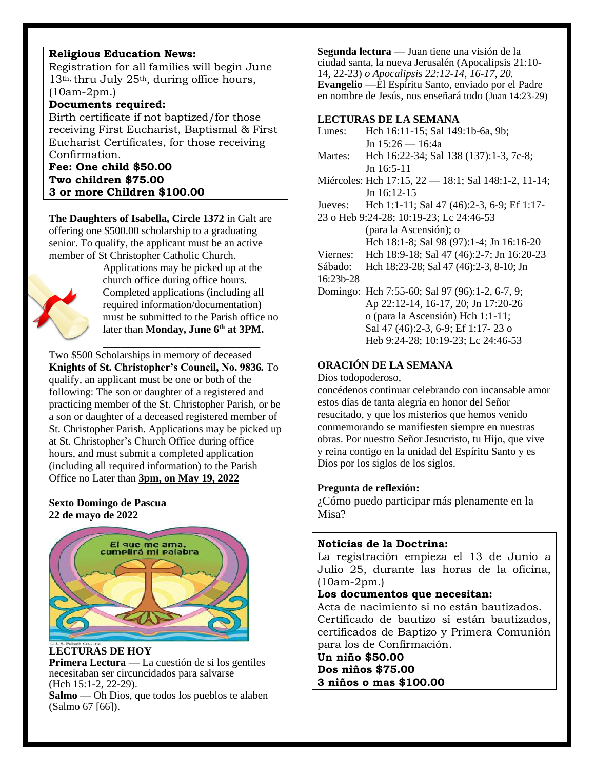**Religious Education News:**
Registration for all families will begin June 13th, thru July 25th, during office hours, (10am-2pm.)

**Documents required:**
Birth certificate if not baptized/for those receiving First Eucharist, Baptismal & First Eucharist Certificates, for those receiving Confirmation.

**Fee: One child $50.00**
**Two children $75.00**
**3 or more Children $100.00**

**The Daughters of Isabella, Circle 1372** in Galt are offering one $500.00 scholarship to a graduating senior. To qualify, the applicant must be an active member of St Christopher Catholic Church.

Applications may be picked up at the church office during office hours. Completed applications (including all required information/documentation) must be submitted to the Parish office no later than **Monday, June 6th at 3PM.**

---

Two $500 Scholarships in memory of deceased **Knights of St. Christopher's Council, No. 9836.** To qualify, an applicant must be one or both of the following: The son or daughter of a registered and practicing member of the St. Christopher Parish, or be a son or daughter of a deceased registered member of St. Christopher Parish. Applications may be picked up at St. Christopher's Church Office during office hours, and must submit a completed application (including all required information) to the Parish Office no Later than **3pm, on May 19, 2022**

**Sexto Domingo de Pascua**
**22 de mayo de 2022**

El que me ama, cumplirá mi palabra

© J. S. Paluch Co., Inc.

**LECTURAS DE HOY**

**Primera Lectura** — La cuestión de si los gentiles necesitaban ser circuncidados para salvarse (Hch 15:1-2, 22-29).

**Salmo** — Oh Dios, que todos los pueblos te alaben (Salmo 67 [66]).

**Segunda lectura** — Juan tiene una visión de la ciudad santa, la nueva Jerusalén (Apocalipsis 21:10-14, 22-23) *o Apocalipsis 22:12-14, 16-17, 20.*

**Evangelio** —El Espíritu Santo, enviado por el Padre en nombre de Jesús, nos enseñará todo (Juan 14:23-29)

**LECTURAS DE LA SEMANA**

Lunes: Hch 16:11-15; Sal 149:1b-6a, 9b; Jn 15:26 — 16:4a
Martes: Hch 16:22-34; Sal 138 (137):1-3, 7c-8; Jn 16:5-11
Miércoles: Hch 17:15, 22 — 18:1; Sal 148:1-2, 11-14; Jn 16:12-15
Jueves: Hch 1:1-11; Sal 47 (46):2-3, 6-9; Ef 1:17-23 o Heb 9:24-28; 10:19-23; Lc 24:46-53 (para la Ascensión); o Hch 18:1-8; Sal 98 (97):1-4; Jn 16:16-20
Viernes: Hch 18:9-18; Sal 47 (46):2-7; Jn 16:20-23
Sábado: Hch 18:23-28; Sal 47 (46):2-3, 8-10; Jn 16:23b-28
Domingo: Hch 7:55-60; Sal 97 (96):1-2, 6-7, 9; Ap 22:12-14, 16-17, 20; Jn 17:20-26 o (para la Ascensión) Hch 1:1-11; Sal 47 (46):2-3, 6-9; Ef 1:17- 23 o Heb 9:24-28; 10:19-23; Lc 24:46-53

**ORACIÓN DE LA SEMANA**

Dios todopoderoso,
concédenos continuar celebrando con incansable amor estos días de tanta alegría en honor del Señor resucitado, y que los misterios que hemos venido conmemorando se manifiesten siempre en nuestras obras. Por nuestro Señor Jesucristo, tu Hijo, que vive y reina contigo en la unidad del Espíritu Santo y es Dios por los siglos de los siglos.

**Pregunta de reflexión:**
¿Cómo puedo participar más plenamente en la Misa?

**Noticias de la Doctrina:**
La registración empieza el 13 de Junio a Julio 25, durante las horas de la oficina, (10am-2pm.)

**Los documentos que necesitan:**
Acta de nacimiento si no están bautizados. Certificado de bautizo si están bautizados, certificados de Baptizo y Primera Comunión para los de Confirmación.

**Un niño $50.00**
**Dos niños $75.00**
**3 niños o mas $100.00**